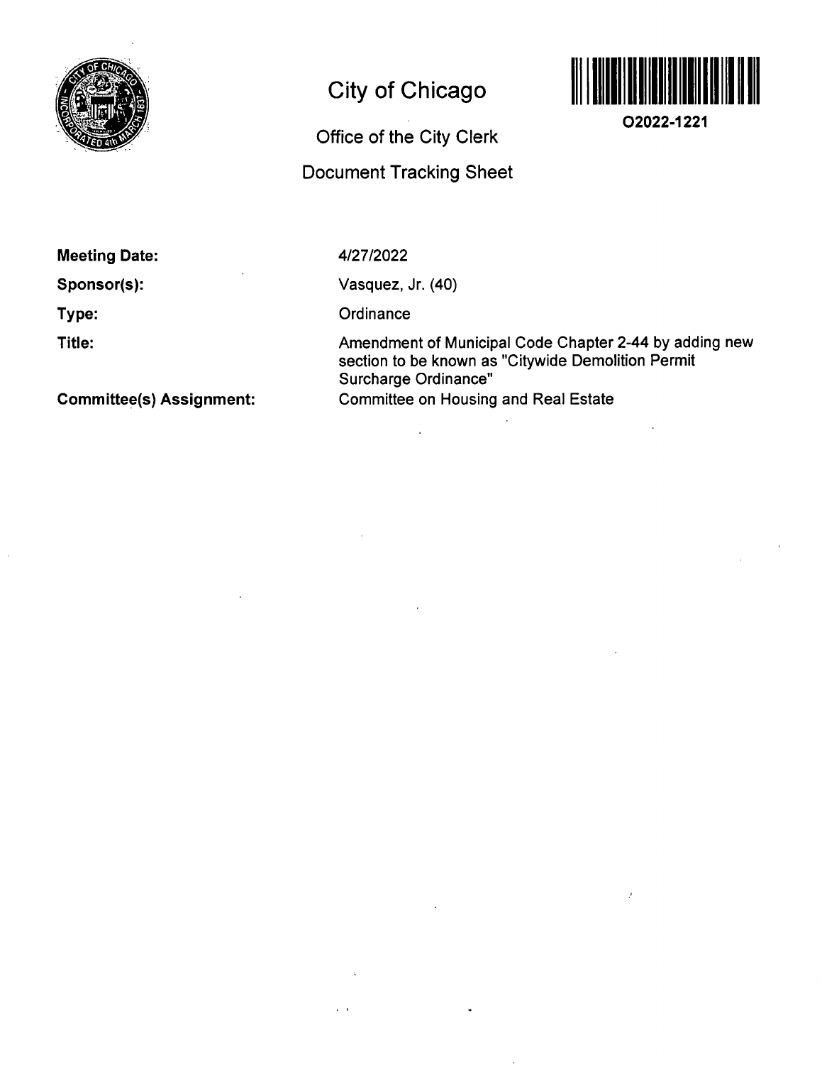# City of Chicago

O2022-1221

## Office of the City Clerk

## Document Tracking Sheet

**Meeting Date:** 4/27/2022

**Sponsor(s):** Vasquez, Jr. (40)

**Type:** Ordinance

**Title:** Amendment of Municipal Code Chapter 2-44 by adding new section to be known as "Citywide Demolition Permit Surcharge Ordinance"

**Committee(s) Assignment:** Committee on Housing and Real Estate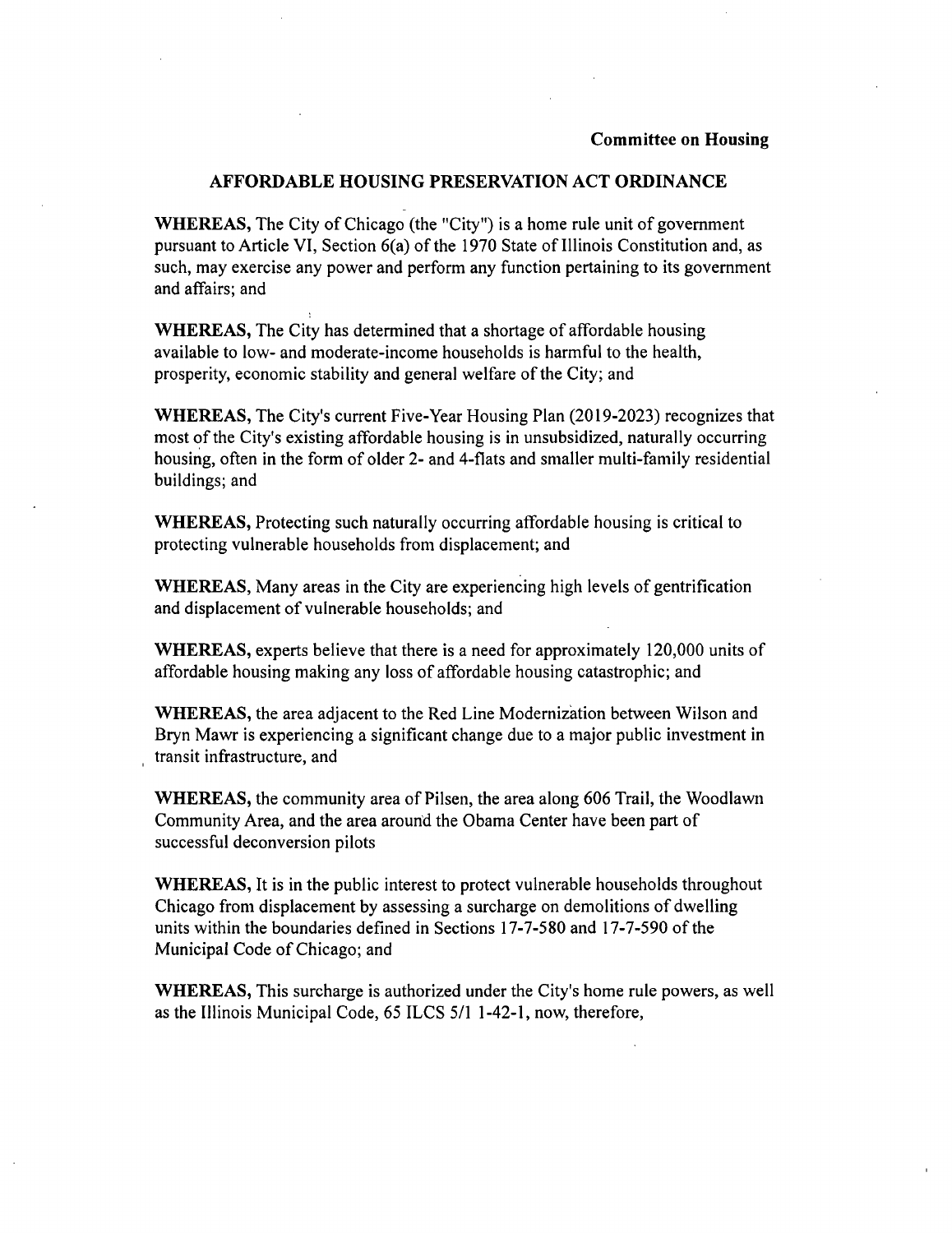**Committee on Housing**

## AFFORDABLE HOUSING PRESERVATION ACT ORDINANCE

**WHEREAS,** The City of Chicago (the "City") is a home rule unit of government pursuant to Article VI, Section 6(a) of the 1970 State of Illinois Constitution and, as such, may exercise any power and perform any function pertaining to its government and affairs; and

**WHEREAS,** The City has determined that a shortage of affordable housing available to low- and moderate-income households is harmful to the health, prosperity, economic stability and general welfare of the City; and

**WHEREAS,** The City's current Five-Year Housing Plan (2019-2023) recognizes that most of the City's existing affordable housing is in unsubsidized, naturally occurring housing, often in the form of older 2- and 4-flats and smaller multi-family residential buildings; and

**WHEREAS,** Protecting such naturally occurring affordable housing is critical to protecting vulnerable households from displacement; and

**WHEREAS,** Many areas in the City are experiencing high levels of gentrification and displacement of vulnerable households; and

**WHEREAS,** experts believe that there is a need for approximately 120,000 units of affordable housing making any loss of affordable housing catastrophic; and

**WHEREAS,** the area adjacent to the Red Line Modernization between Wilson and Bryn Mawr is experiencing a significant change due to a major public investment in transit infrastructure, and

**WHEREAS,** the community area of Pilsen, the area along 606 Trail, the Woodlawn Community Area, and the area around the Obama Center have been part of successful deconversion pilots

**WHEREAS,** It is in the public interest to protect vulnerable households throughout Chicago from displacement by assessing a surcharge on demolitions of dwelling units within the boundaries defined in Sections 17-7-580 and 17-7-590 of the Municipal Code of Chicago; and

**WHEREAS,** This surcharge is authorized under the City's home rule powers, as well as the Illinois Municipal Code, 65 ILCS 5/1 1-42-1, now, therefore,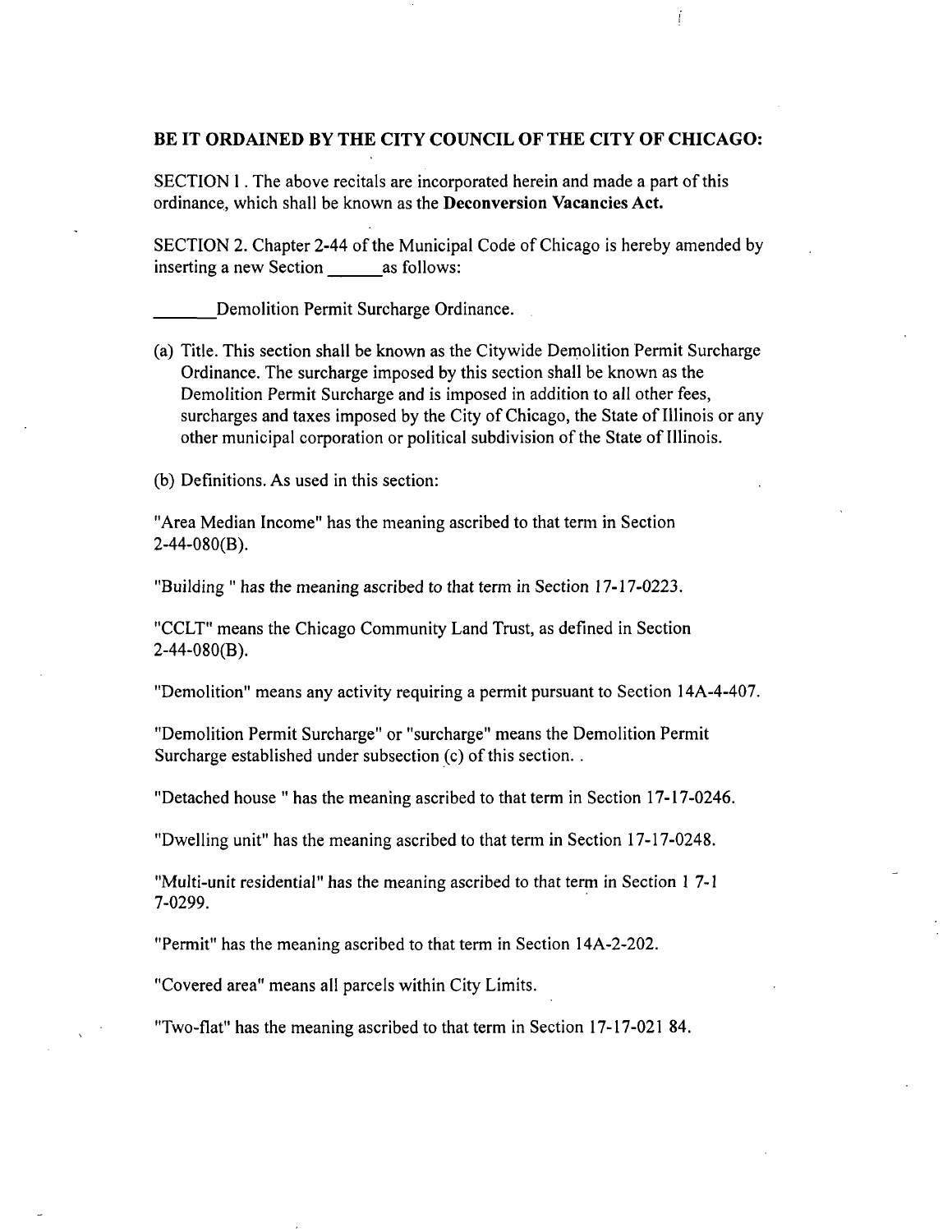**BE IT ORDAINED BY THE CITY COUNCIL OF THE CITY OF CHICAGO:**

SECTION 1. The above recitals are incorporated herein and made a part of this ordinance, which shall be known as the **Deconversion Vacancies Act.**

SECTION 2. Chapter 2-44 of the Municipal Code of Chicago is hereby amended by inserting a new Section ______as follows:

______Demolition Permit Surcharge Ordinance.

(a) Title. This section shall be known as the Citywide Demolition Permit Surcharge Ordinance. The surcharge imposed by this section shall be known as the Demolition Permit Surcharge and is imposed in addition to all other fees, surcharges and taxes imposed by the City of Chicago, the State of Illinois or any other municipal corporation or political subdivision of the State of Illinois.

(b) Definitions. As used in this section:

"Area Median Income" has the meaning ascribed to that term in Section 2-44-080(B).

"Building " has the meaning ascribed to that term in Section 17-17-0223.

"CCLT" means the Chicago Community Land Trust, as defined in Section 2-44-080(B).

"Demolition" means any activity requiring a permit pursuant to Section 14A-4-407.

"Demolition Permit Surcharge" or "surcharge" means the Demolition Permit Surcharge established under subsection (c) of this section. .

"Detached house " has the meaning ascribed to that term in Section 17-17-0246.

"Dwelling unit" has the meaning ascribed to that term in Section 17-17-0248.

"Multi-unit residential" has the meaning ascribed to that term in Section 1 7-1 7-0299.

"Permit" has the meaning ascribed to that term in Section 14A-2-202.

"Covered area" means all parcels within City Limits.

"Two-flat" has the meaning ascribed to that term in Section 17-17-021 84.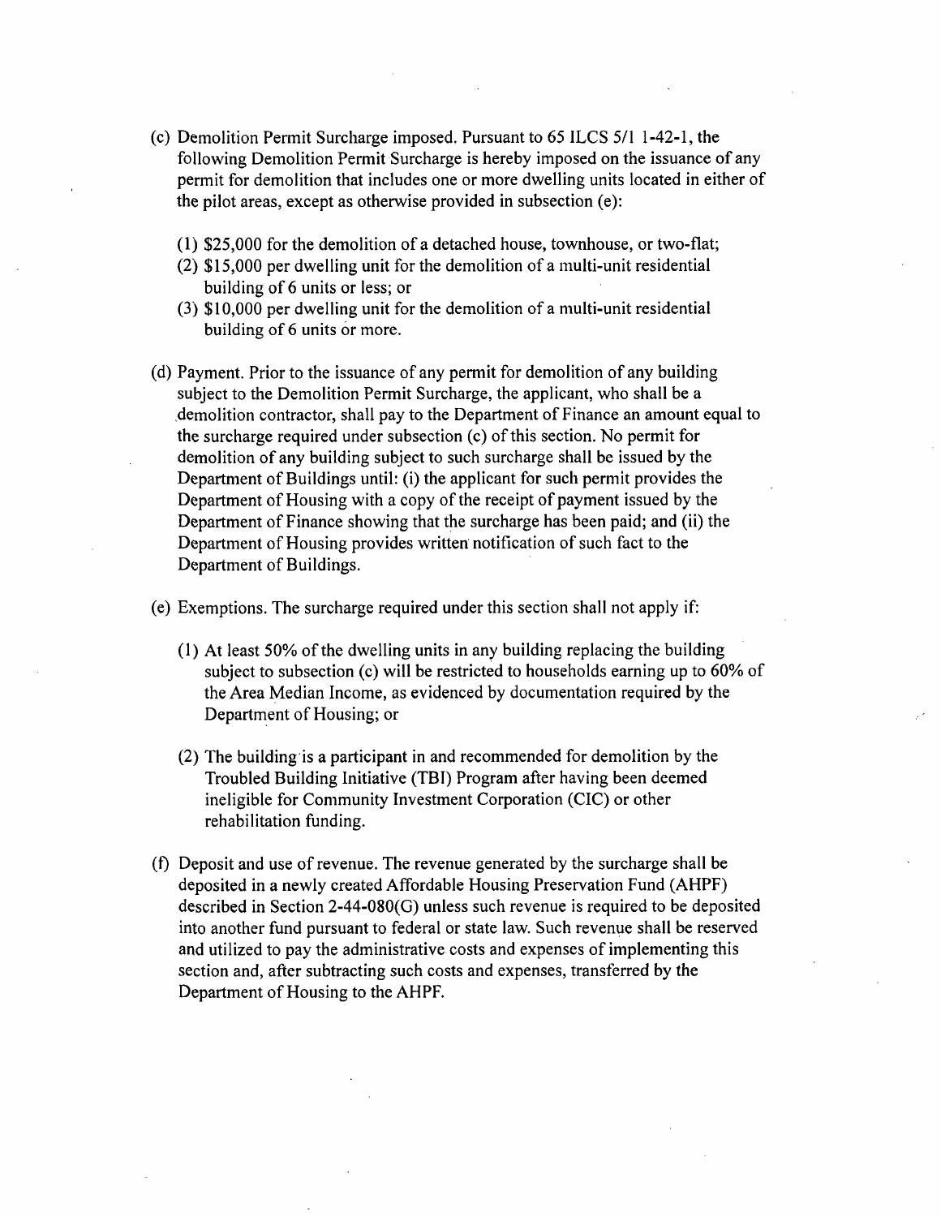(c) Demolition Permit Surcharge imposed. Pursuant to 65 ILCS 5/1 1-42-1, the following Demolition Permit Surcharge is hereby imposed on the issuance of any permit for demolition that includes one or more dwelling units located in either of the pilot areas, except as otherwise provided in subsection (e):

(1) $25,000 for the demolition of a detached house, townhouse, or two-flat;
(2) $15,000 per dwelling unit for the demolition of a multi-unit residential building of 6 units or less; or
(3) $10,000 per dwelling unit for the demolition of a multi-unit residential building of 6 units or more.

(d) Payment. Prior to the issuance of any permit for demolition of any building subject to the Demolition Permit Surcharge, the applicant, who shall be a demolition contractor, shall pay to the Department of Finance an amount equal to the surcharge required under subsection (c) of this section. No permit for demolition of any building subject to such surcharge shall be issued by the Department of Buildings until: (i) the applicant for such permit provides the Department of Housing with a copy of the receipt of payment issued by the Department of Finance showing that the surcharge has been paid; and (ii) the Department of Housing provides written notification of such fact to the Department of Buildings.

(e) Exemptions. The surcharge required under this section shall not apply if:

(1) At least 50% of the dwelling units in any building replacing the building subject to subsection (c) will be restricted to households earning up to 60% of the Area Median Income, as evidenced by documentation required by the Department of Housing; or

(2) The building is a participant in and recommended for demolition by the Troubled Building Initiative (TBI) Program after having been deemed ineligible for Community Investment Corporation (CIC) or other rehabilitation funding.

(f) Deposit and use of revenue. The revenue generated by the surcharge shall be deposited in a newly created Affordable Housing Preservation Fund (AHPF) described in Section 2-44-080(G) unless such revenue is required to be deposited into another fund pursuant to federal or state law. Such revenue shall be reserved and utilized to pay the administrative costs and expenses of implementing this section and, after subtracting such costs and expenses, transferred by the Department of Housing to the AHPF.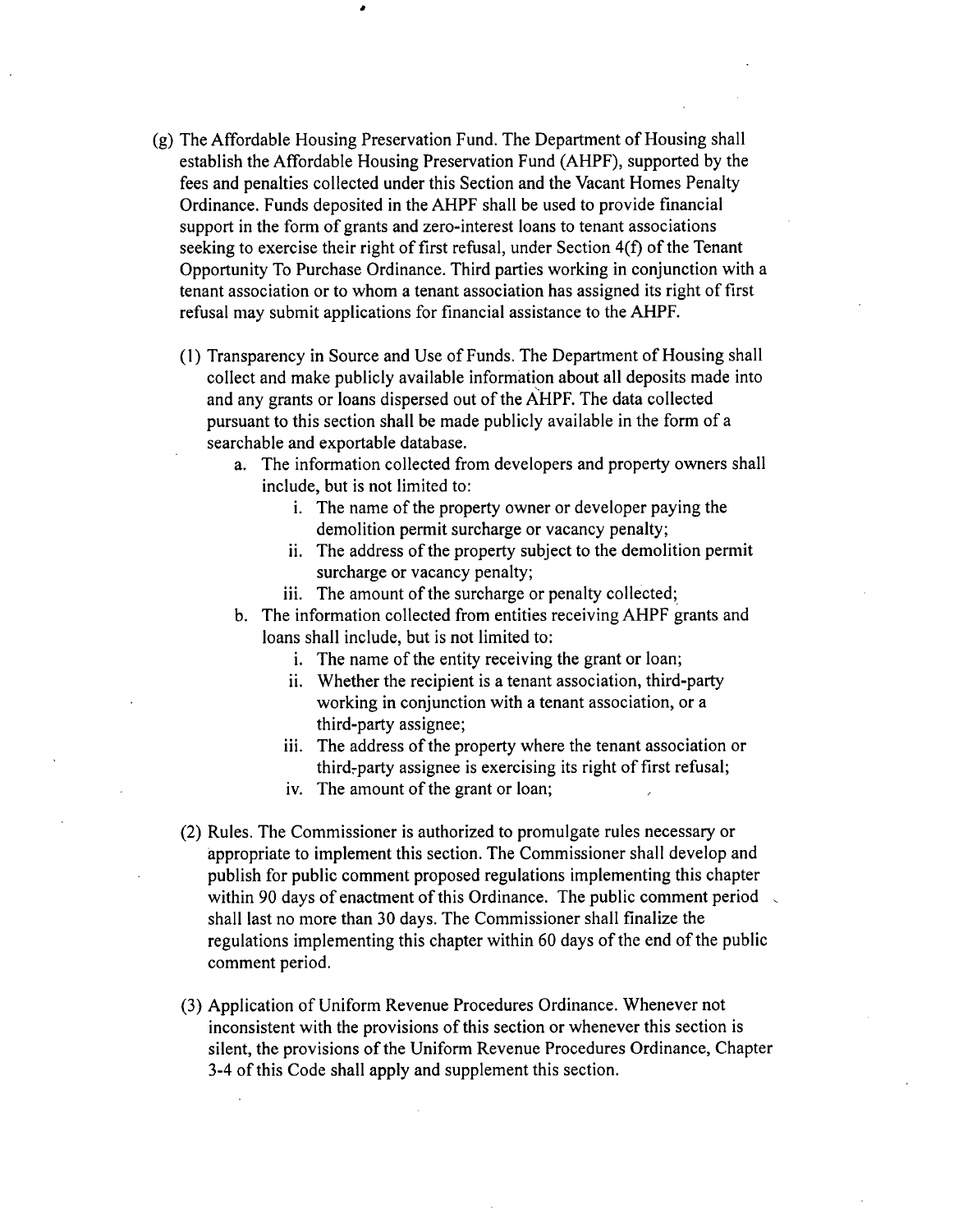(g) The Affordable Housing Preservation Fund. The Department of Housing shall establish the Affordable Housing Preservation Fund (AHPF), supported by the fees and penalties collected under this Section and the Vacant Homes Penalty Ordinance. Funds deposited in the AHPF shall be used to provide financial support in the form of grants and zero-interest loans to tenant associations seeking to exercise their right of first refusal, under Section 4(f) of the Tenant Opportunity To Purchase Ordinance. Third parties working in conjunction with a tenant association or to whom a tenant association has assigned its right of first refusal may submit applications for financial assistance to the AHPF.

(1) Transparency in Source and Use of Funds. The Department of Housing shall collect and make publicly available information about all deposits made into and any grants or loans dispersed out of the AHPF. The data collected pursuant to this section shall be made publicly available in the form of a searchable and exportable database.

a. The information collected from developers and property owners shall include, but is not limited to:

i. The name of the property owner or developer paying the demolition permit surcharge or vacancy penalty;

ii. The address of the property subject to the demolition permit surcharge or vacancy penalty;

iii. The amount of the surcharge or penalty collected;

b. The information collected from entities receiving AHPF grants and loans shall include, but is not limited to:

i. The name of the entity receiving the grant or loan;

ii. Whether the recipient is a tenant association, third-party working in conjunction with a tenant association, or a third-party assignee;

iii. The address of the property where the tenant association or third-party assignee is exercising its right of first refusal;

iv. The amount of the grant or loan;

(2) Rules. The Commissioner is authorized to promulgate rules necessary or appropriate to implement this section. The Commissioner shall develop and publish for public comment proposed regulations implementing this chapter within 90 days of enactment of this Ordinance. The public comment period shall last no more than 30 days. The Commissioner shall finalize the regulations implementing this chapter within 60 days of the end of the public comment period.

(3) Application of Uniform Revenue Procedures Ordinance. Whenever not inconsistent with the provisions of this section or whenever this section is silent, the provisions of the Uniform Revenue Procedures Ordinance, Chapter 3-4 of this Code shall apply and supplement this section.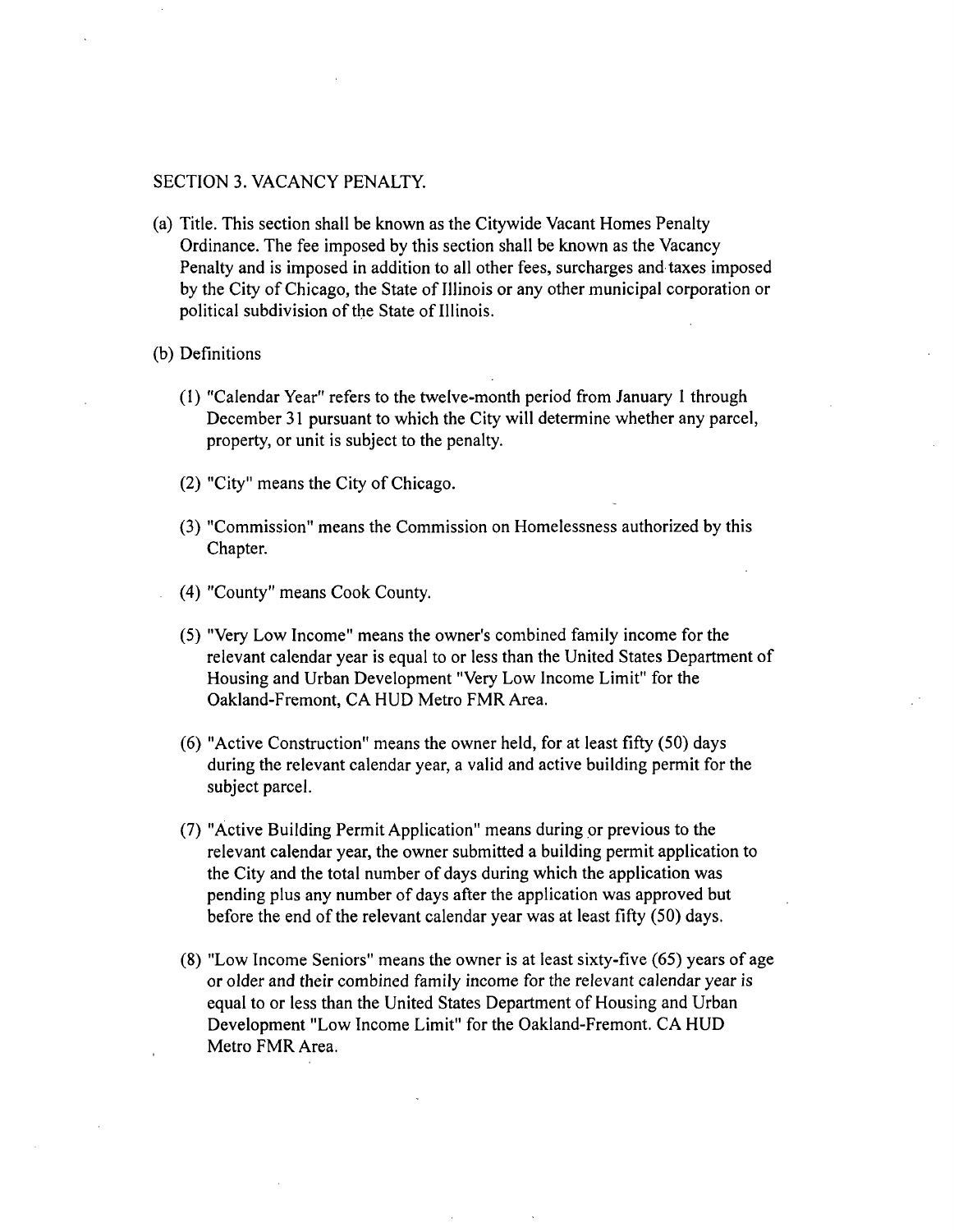SECTION 3. VACANCY PENALTY.

(a) Title. This section shall be known as the Citywide Vacant Homes Penalty Ordinance. The fee imposed by this section shall be known as the Vacancy Penalty and is imposed in addition to all other fees, surcharges and taxes imposed by the City of Chicago, the State of Illinois or any other municipal corporation or political subdivision of the State of Illinois.

(b) Definitions

(1) "Calendar Year" refers to the twelve-month period from January 1 through December 31 pursuant to which the City will determine whether any parcel, property, or unit is subject to the penalty.

(2) "City" means the City of Chicago.

(3) "Commission" means the Commission on Homelessness authorized by this Chapter.

(4) "County" means Cook County.

(5) "Very Low Income" means the owner's combined family income for the relevant calendar year is equal to or less than the United States Department of Housing and Urban Development "Very Low Income Limit" for the Oakland-Fremont, CA HUD Metro FMR Area.

(6) "Active Construction" means the owner held, for at least fifty (50) days during the relevant calendar year, a valid and active building permit for the subject parcel.

(7) "Active Building Permit Application" means during or previous to the relevant calendar year, the owner submitted a building permit application to the City and the total number of days during which the application was pending plus any number of days after the application was approved but before the end of the relevant calendar year was at least fifty (50) days.

(8) "Low Income Seniors" means the owner is at least sixty-five (65) years of age or older and their combined family income for the relevant calendar year is equal to or less than the United States Department of Housing and Urban Development "Low Income Limit" for the Oakland-Fremont. CA HUD Metro FMR Area.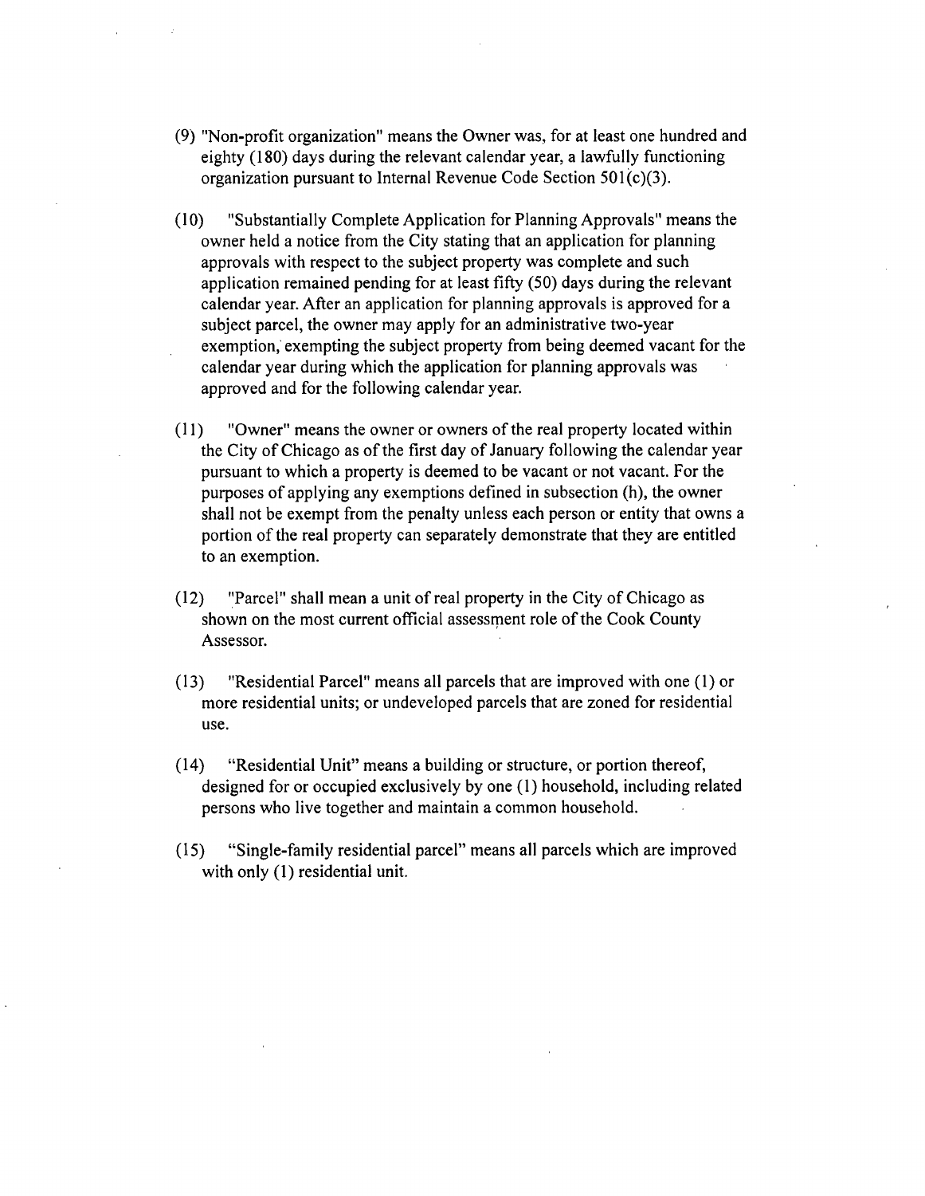(9) "Non-profit organization" means the Owner was, for at least one hundred and eighty (180) days during the relevant calendar year, a lawfully functioning organization pursuant to Internal Revenue Code Section 501(c)(3).

(10) "Substantially Complete Application for Planning Approvals" means the owner held a notice from the City stating that an application for planning approvals with respect to the subject property was complete and such application remained pending for at least fifty (50) days during the relevant calendar year. After an application for planning approvals is approved for a subject parcel, the owner may apply for an administrative two-year exemption, exempting the subject property from being deemed vacant for the calendar year during which the application for planning approvals was approved and for the following calendar year.

(11) "Owner" means the owner or owners of the real property located within the City of Chicago as of the first day of January following the calendar year pursuant to which a property is deemed to be vacant or not vacant. For the purposes of applying any exemptions defined in subsection (h), the owner shall not be exempt from the penalty unless each person or entity that owns a portion of the real property can separately demonstrate that they are entitled to an exemption.

(12) "Parcel" shall mean a unit of real property in the City of Chicago as shown on the most current official assessment role of the Cook County Assessor.

(13) "Residential Parcel" means all parcels that are improved with one (1) or more residential units; or undeveloped parcels that are zoned for residential use.

(14) "Residential Unit" means a building or structure, or portion thereof, designed for or occupied exclusively by one (1) household, including related persons who live together and maintain a common household.

(15) "Single-family residential parcel" means all parcels which are improved with only (1) residential unit.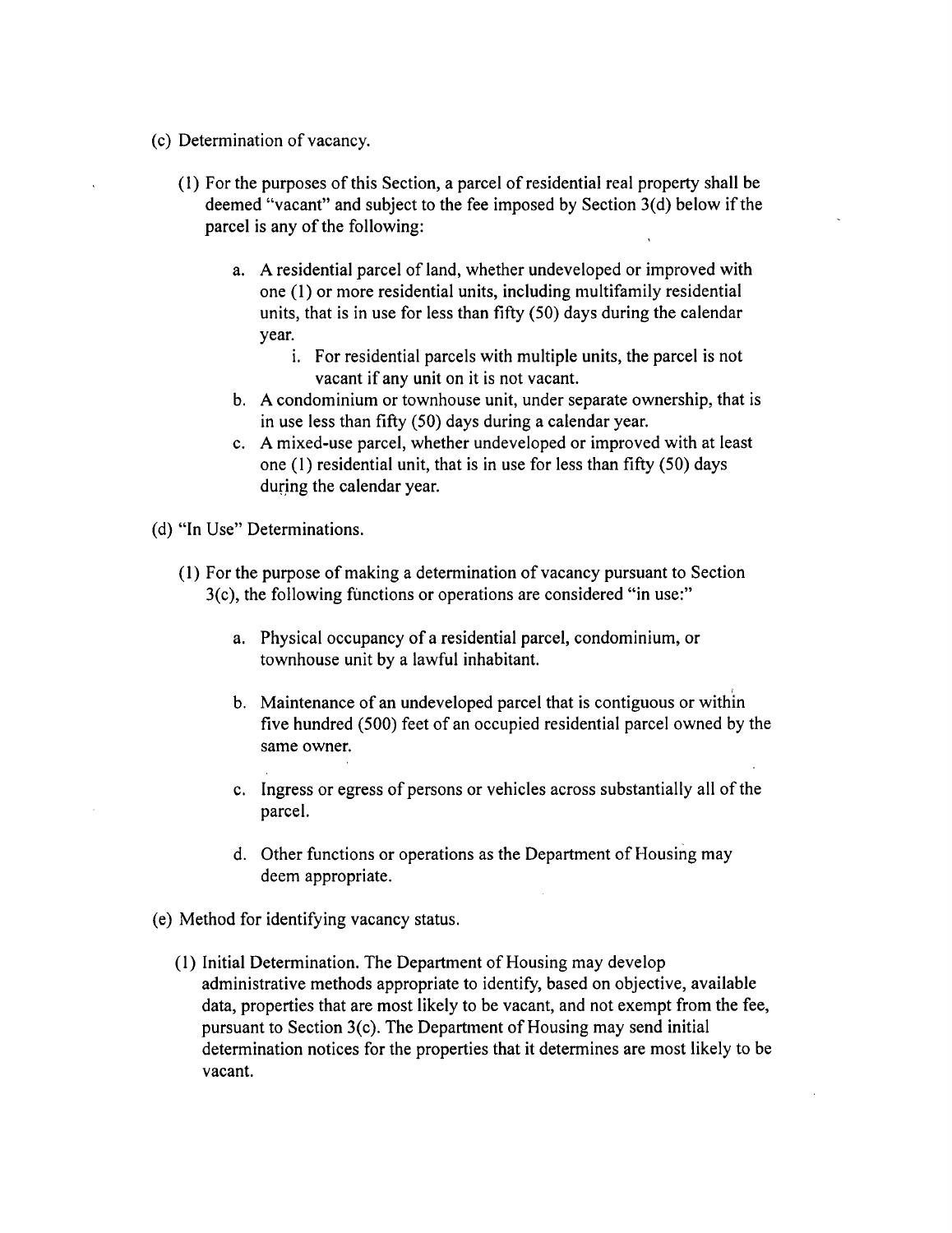(c) Determination of vacancy.

(1) For the purposes of this Section, a parcel of residential real property shall be deemed "vacant" and subject to the fee imposed by Section 3(d) below if the parcel is any of the following:

a. A residential parcel of land, whether undeveloped or improved with one (1) or more residential units, including multifamily residential units, that is in use for less than fifty (50) days during the calendar year.

i. For residential parcels with multiple units, the parcel is not vacant if any unit on it is not vacant.

b. A condominium or townhouse unit, under separate ownership, that is in use less than fifty (50) days during a calendar year.

c. A mixed-use parcel, whether undeveloped or improved with at least one (1) residential unit, that is in use for less than fifty (50) days during the calendar year.

(d) "In Use" Determinations.

(1) For the purpose of making a determination of vacancy pursuant to Section 3(c), the following functions or operations are considered "in use:"

a. Physical occupancy of a residential parcel, condominium, or townhouse unit by a lawful inhabitant.

b. Maintenance of an undeveloped parcel that is contiguous or within five hundred (500) feet of an occupied residential parcel owned by the same owner.

c. Ingress or egress of persons or vehicles across substantially all of the parcel.

d. Other functions or operations as the Department of Housing may deem appropriate.

(e) Method for identifying vacancy status.

(1) Initial Determination. The Department of Housing may develop administrative methods appropriate to identify, based on objective, available data, properties that are most likely to be vacant, and not exempt from the fee, pursuant to Section 3(c). The Department of Housing may send initial determination notices for the properties that it determines are most likely to be vacant.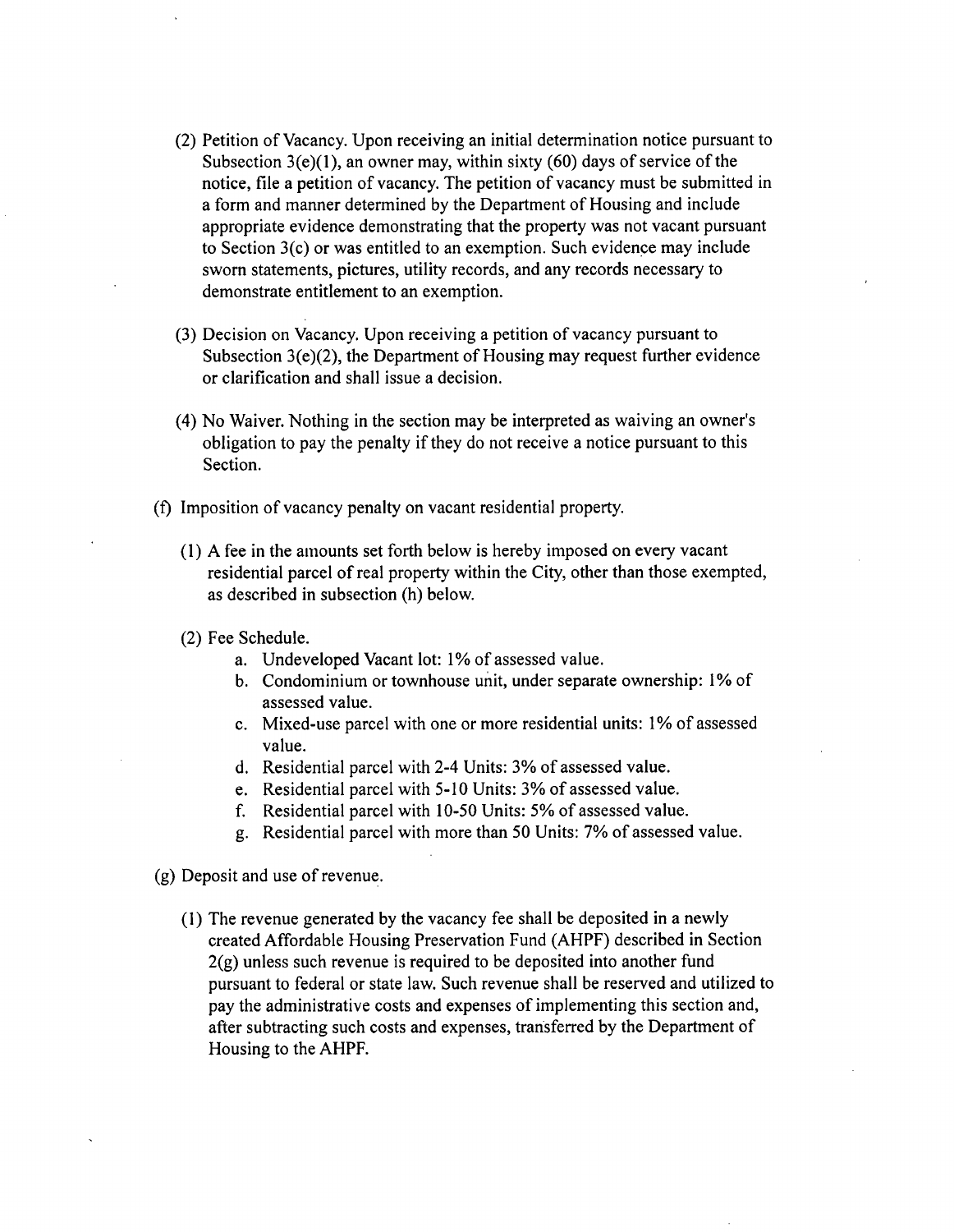(2) Petition of Vacancy. Upon receiving an initial determination notice pursuant to Subsection 3(e)(1), an owner may, within sixty (60) days of service of the notice, file a petition of vacancy. The petition of vacancy must be submitted in a form and manner determined by the Department of Housing and include appropriate evidence demonstrating that the property was not vacant pursuant to Section 3(c) or was entitled to an exemption. Such evidence may include sworn statements, pictures, utility records, and any records necessary to demonstrate entitlement to an exemption.

(3) Decision on Vacancy. Upon receiving a petition of vacancy pursuant to Subsection 3(e)(2), the Department of Housing may request further evidence or clarification and shall issue a decision.

(4) No Waiver. Nothing in the section may be interpreted as waiving an owner's obligation to pay the penalty if they do not receive a notice pursuant to this Section.

(f) Imposition of vacancy penalty on vacant residential property.

(1) A fee in the amounts set forth below is hereby imposed on every vacant residential parcel of real property within the City, other than those exempted, as described in subsection (h) below.

(2) Fee Schedule.

a. Undeveloped Vacant lot: 1% of assessed value.
b. Condominium or townhouse unit, under separate ownership: 1% of assessed value.
c. Mixed-use parcel with one or more residential units: 1% of assessed value.
d. Residential parcel with 2-4 Units: 3% of assessed value.
e. Residential parcel with 5-10 Units: 3% of assessed value.
f. Residential parcel with 10-50 Units: 5% of assessed value.
g. Residential parcel with more than 50 Units: 7% of assessed value.

(g) Deposit and use of revenue.

(1) The revenue generated by the vacancy fee shall be deposited in a newly created Affordable Housing Preservation Fund (AHPF) described in Section 2(g) unless such revenue is required to be deposited into another fund pursuant to federal or state law. Such revenue shall be reserved and utilized to pay the administrative costs and expenses of implementing this section and, after subtracting such costs and expenses, transferred by the Department of Housing to the AHPF.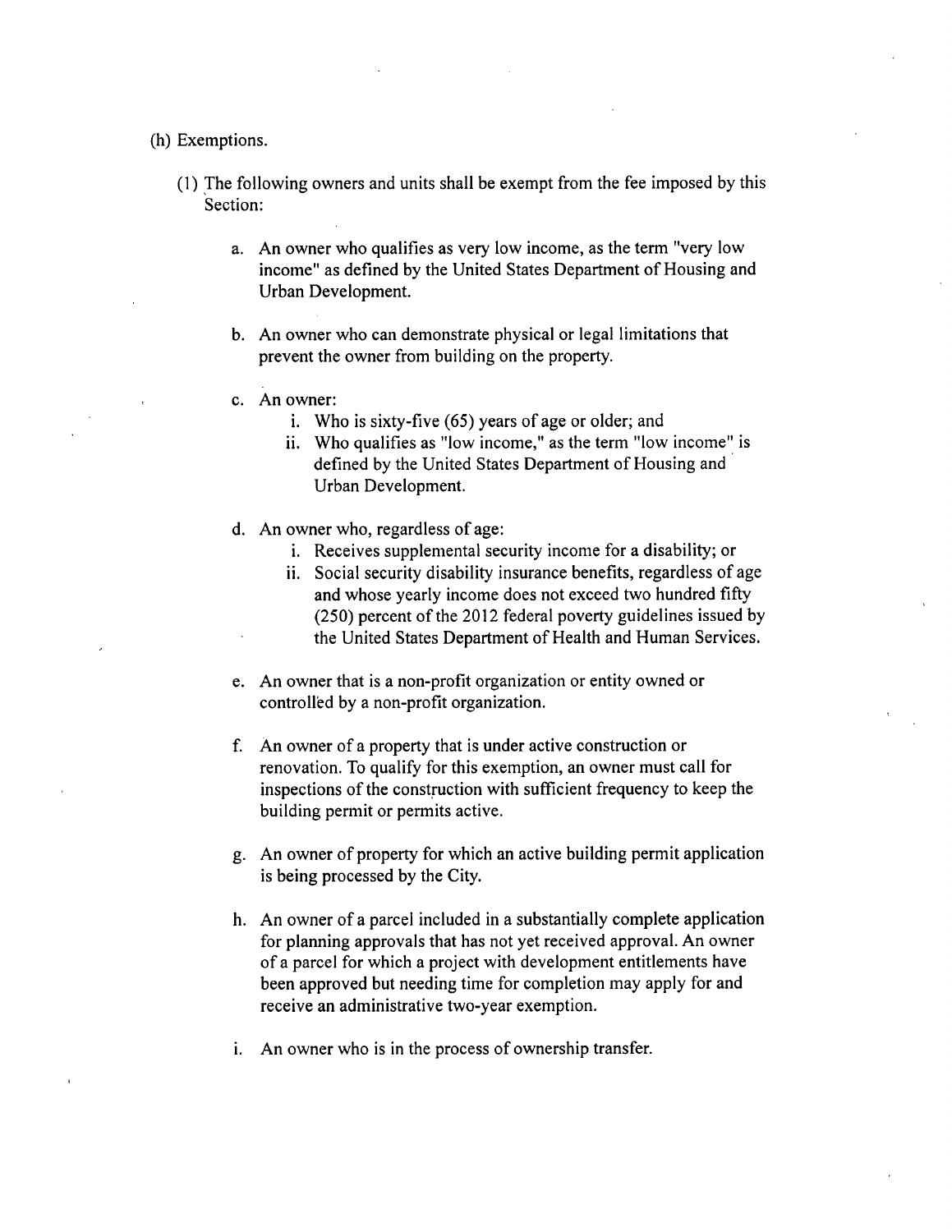(h) Exemptions.

(1) The following owners and units shall be exempt from the fee imposed by this Section:

a. An owner who qualifies as very low income, as the term "very low income" as defined by the United States Department of Housing and Urban Development.

b. An owner who can demonstrate physical or legal limitations that prevent the owner from building on the property.

c. An owner:
   i. Who is sixty-five (65) years of age or older; and
   ii. Who qualifies as "low income," as the term "low income" is defined by the United States Department of Housing and Urban Development.

d. An owner who, regardless of age:
   i. Receives supplemental security income for a disability; or
   ii. Social security disability insurance benefits, regardless of age and whose yearly income does not exceed two hundred fifty (250) percent of the 2012 federal poverty guidelines issued by the United States Department of Health and Human Services.

e. An owner that is a non-profit organization or entity owned or controlled by a non-profit organization.

f. An owner of a property that is under active construction or renovation. To qualify for this exemption, an owner must call for inspections of the construction with sufficient frequency to keep the building permit or permits active.

g. An owner of property for which an active building permit application is being processed by the City.

h. An owner of a parcel included in a substantially complete application for planning approvals that has not yet received approval. An owner of a parcel for which a project with development entitlements have been approved but needing time for completion may apply for and receive an administrative two-year exemption.

i. An owner who is in the process of ownership transfer.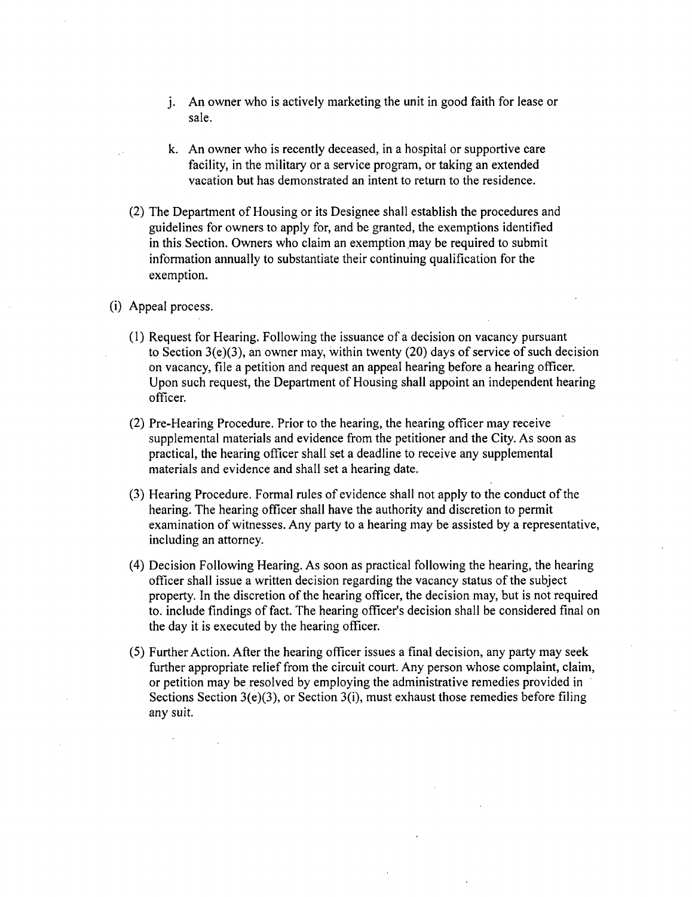j. An owner who is actively marketing the unit in good faith for lease or sale.

k. An owner who is recently deceased, in a hospital or supportive care facility, in the military or a service program, or taking an extended vacation but has demonstrated an intent to return to the residence.

(2) The Department of Housing or its Designee shall establish the procedures and guidelines for owners to apply for, and be granted, the exemptions identified in this Section. Owners who claim an exemption may be required to submit information annually to substantiate their continuing qualification for the exemption.

(i) Appeal process.

(1) Request for Hearing. Following the issuance of a decision on vacancy pursuant to Section 3(e)(3), an owner may, within twenty (20) days of service of such decision on vacancy, file a petition and request an appeal hearing before a hearing officer. Upon such request, the Department of Housing shall appoint an independent hearing officer.

(2) Pre-Hearing Procedure. Prior to the hearing, the hearing officer may receive supplemental materials and evidence from the petitioner and the City. As soon as practical, the hearing officer shall set a deadline to receive any supplemental materials and evidence and shall set a hearing date.

(3) Hearing Procedure. Formal rules of evidence shall not apply to the conduct of the hearing. The hearing officer shall have the authority and discretion to permit examination of witnesses. Any party to a hearing may be assisted by a representative, including an attorney.

(4) Decision Following Hearing. As soon as practical following the hearing, the hearing officer shall issue a written decision regarding the vacancy status of the subject property. In the discretion of the hearing officer, the decision may, but is not required to. include findings of fact. The hearing officer's decision shall be considered final on the day it is executed by the hearing officer.

(5) Further Action. After the hearing officer issues a final decision, any party may seek further appropriate relief from the circuit court. Any person whose complaint, claim, or petition may be resolved by employing the administrative remedies provided in Sections Section 3(e)(3), or Section 3(i), must exhaust those remedies before filing any suit.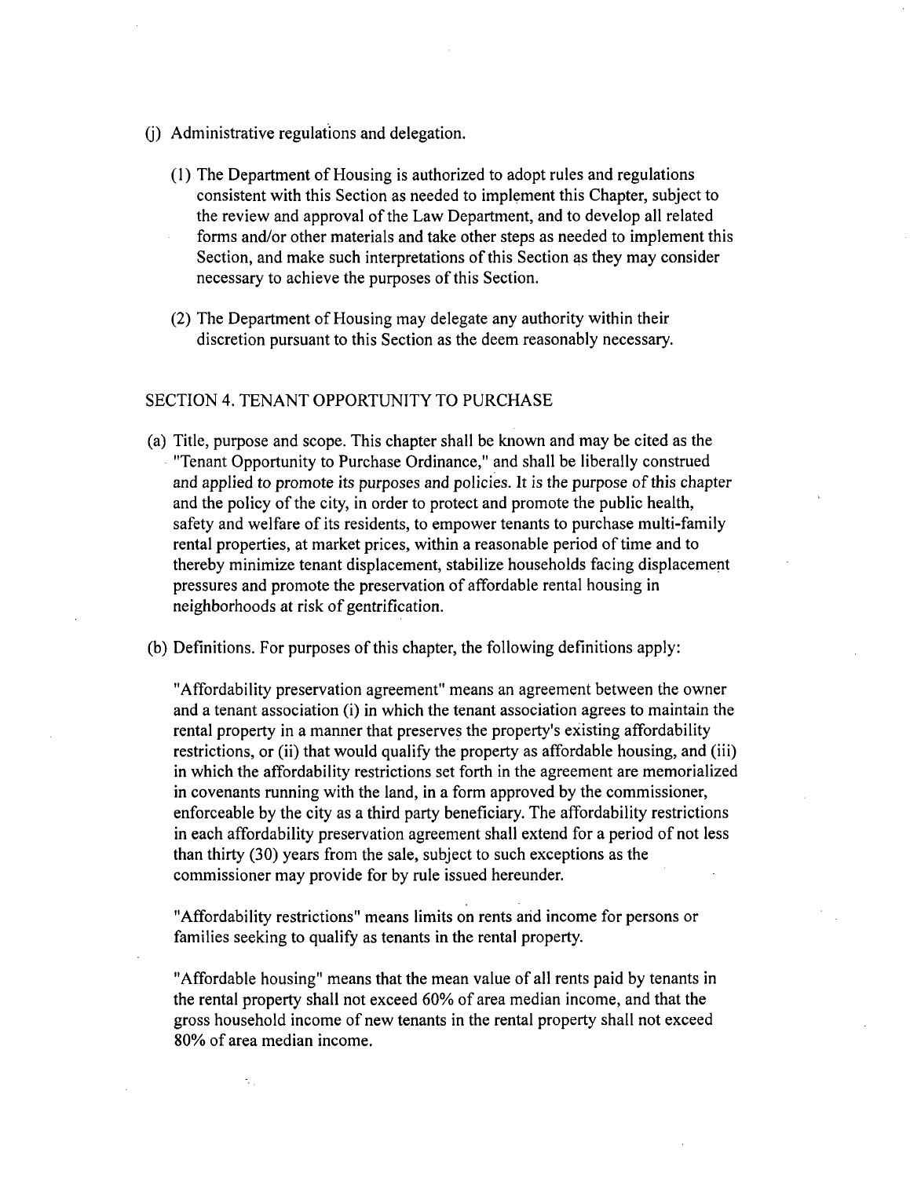(j) Administrative regulations and delegation.

(1) The Department of Housing is authorized to adopt rules and regulations consistent with this Section as needed to implement this Chapter, subject to the review and approval of the Law Department, and to develop all related forms and/or other materials and take other steps as needed to implement this Section, and make such interpretations of this Section as they may consider necessary to achieve the purposes of this Section.

(2) The Department of Housing may delegate any authority within their discretion pursuant to this Section as the deem reasonably necessary.

## SECTION 4. TENANT OPPORTUNITY TO PURCHASE

(a) Title, purpose and scope. This chapter shall be known and may be cited as the "Tenant Opportunity to Purchase Ordinance," and shall be liberally construed and applied to promote its purposes and policies. It is the purpose of this chapter and the policy of the city, in order to protect and promote the public health, safety and welfare of its residents, to empower tenants to purchase multi-family rental properties, at market prices, within a reasonable period of time and to thereby minimize tenant displacement, stabilize households facing displacement pressures and promote the preservation of affordable rental housing in neighborhoods at risk of gentrification.

(b) Definitions. For purposes of this chapter, the following definitions apply:

"Affordability preservation agreement" means an agreement between the owner and a tenant association (i) in which the tenant association agrees to maintain the rental property in a manner that preserves the property's existing affordability restrictions, or (ii) that would qualify the property as affordable housing, and (iii) in which the affordability restrictions set forth in the agreement are memorialized in covenants running with the land, in a form approved by the commissioner, enforceable by the city as a third party beneficiary. The affordability restrictions in each affordability preservation agreement shall extend for a period of not less than thirty (30) years from the sale, subject to such exceptions as the commissioner may provide for by rule issued hereunder.

"Affordability restrictions" means limits on rents and income for persons or families seeking to qualify as tenants in the rental property.

"Affordable housing" means that the mean value of all rents paid by tenants in the rental property shall not exceed 60% of area median income, and that the gross household income of new tenants in the rental property shall not exceed 80% of area median income.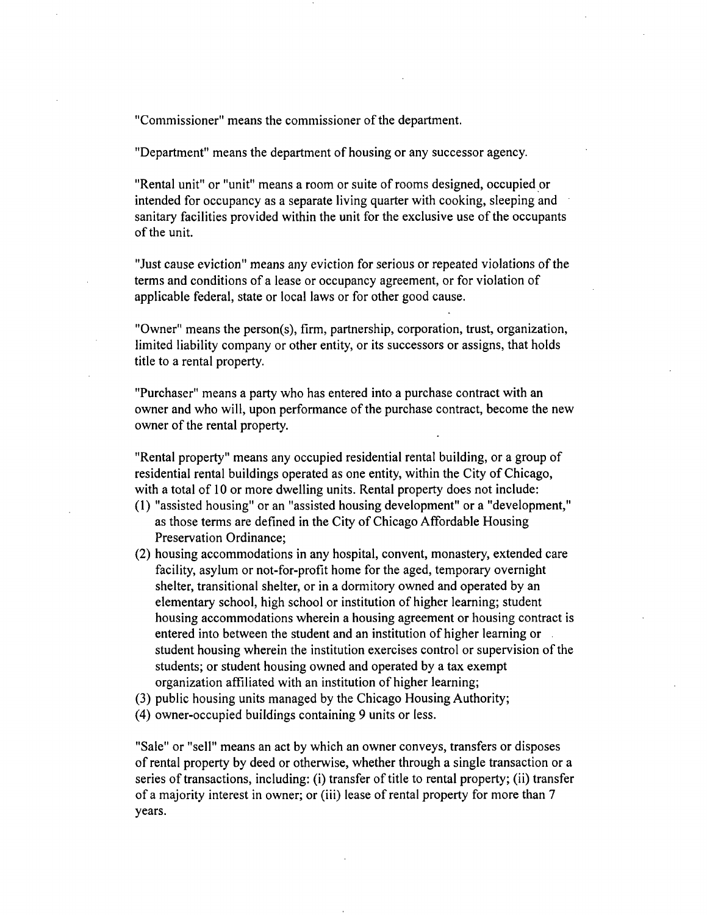"Commissioner" means the commissioner of the department.

"Department" means the department of housing or any successor agency.

"Rental unit" or "unit" means a room or suite of rooms designed, occupied or intended for occupancy as a separate living quarter with cooking, sleeping and sanitary facilities provided within the unit for the exclusive use of the occupants of the unit.

"Just cause eviction" means any eviction for serious or repeated violations of the terms and conditions of a lease or occupancy agreement, or for violation of applicable federal, state or local laws or for other good cause.

"Owner" means the person(s), firm, partnership, corporation, trust, organization, limited liability company or other entity, or its successors or assigns, that holds title to a rental property.

"Purchaser" means a party who has entered into a purchase contract with an owner and who will, upon performance of the purchase contract, become the new owner of the rental property.

"Rental property" means any occupied residential rental building, or a group of residential rental buildings operated as one entity, within the City of Chicago, with a total of 10 or more dwelling units. Rental property does not include:

(1) "assisted housing" or an "assisted housing development" or a "development," as those terms are defined in the City of Chicago Affordable Housing Preservation Ordinance;
(2) housing accommodations in any hospital, convent, monastery, extended care facility, asylum or not-for-profit home for the aged, temporary overnight shelter, transitional shelter, or in a dormitory owned and operated by an elementary school, high school or institution of higher learning; student housing accommodations wherein a housing agreement or housing contract is entered into between the student and an institution of higher learning or student housing wherein the institution exercises control or supervision of the students; or student housing owned and operated by a tax exempt organization affiliated with an institution of higher learning;
(3) public housing units managed by the Chicago Housing Authority;
(4) owner-occupied buildings containing 9 units or less.

"Sale" or "sell" means an act by which an owner conveys, transfers or disposes of rental property by deed or otherwise, whether through a single transaction or a series of transactions, including: (i) transfer of title to rental property; (ii) transfer of a majority interest in owner; or (iii) lease of rental property for more than 7 years.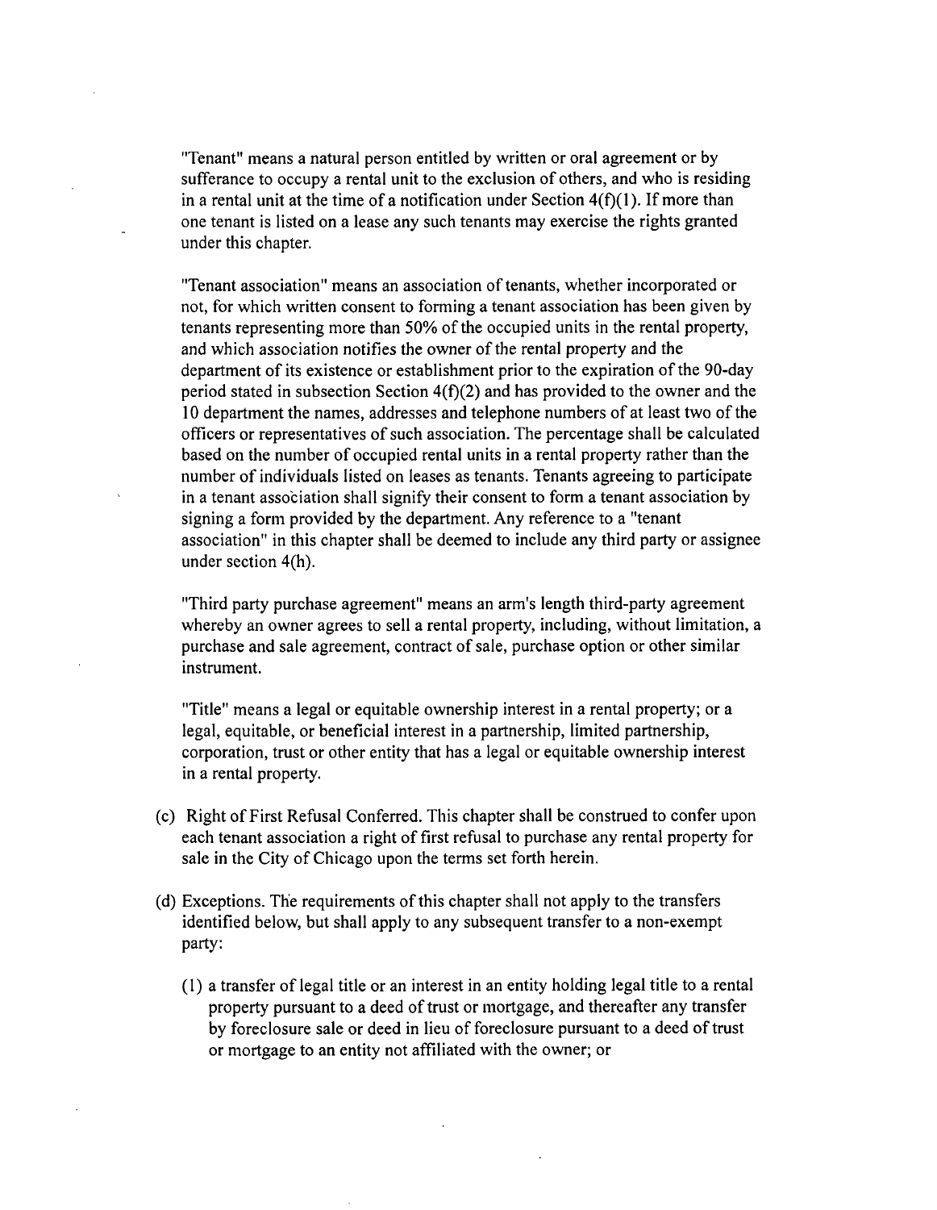"Tenant" means a natural person entitled by written or oral agreement or by sufferance to occupy a rental unit to the exclusion of others, and who is residing in a rental unit at the time of a notification under Section 4(f)(1). If more than one tenant is listed on a lease any such tenants may exercise the rights granted under this chapter.

"Tenant association" means an association of tenants, whether incorporated or not, for which written consent to forming a tenant association has been given by tenants representing more than 50% of the occupied units in the rental property, and which association notifies the owner of the rental property and the department of its existence or establishment prior to the expiration of the 90-day period stated in subsection Section 4(f)(2) and has provided to the owner and the 10 department the names, addresses and telephone numbers of at least two of the officers or representatives of such association. The percentage shall be calculated based on the number of occupied rental units in a rental property rather than the number of individuals listed on leases as tenants. Tenants agreeing to participate in a tenant association shall signify their consent to form a tenant association by signing a form provided by the department. Any reference to a "tenant association" in this chapter shall be deemed to include any third party or assignee under section 4(h).

"Third party purchase agreement" means an arm's length third-party agreement whereby an owner agrees to sell a rental property, including, without limitation, a purchase and sale agreement, contract of sale, purchase option or other similar instrument.

"Title" means a legal or equitable ownership interest in a rental property; or a legal, equitable, or beneficial interest in a partnership, limited partnership, corporation, trust or other entity that has a legal or equitable ownership interest in a rental property.

(c) Right of First Refusal Conferred. This chapter shall be construed to confer upon each tenant association a right of first refusal to purchase any rental property for sale in the City of Chicago upon the terms set forth herein.

(d) Exceptions. The requirements of this chapter shall not apply to the transfers identified below, but shall apply to any subsequent transfer to a non-exempt party:

(1) a transfer of legal title or an interest in an entity holding legal title to a rental property pursuant to a deed of trust or mortgage, and thereafter any transfer by foreclosure sale or deed in lieu of foreclosure pursuant to a deed of trust or mortgage to an entity not affiliated with the owner; or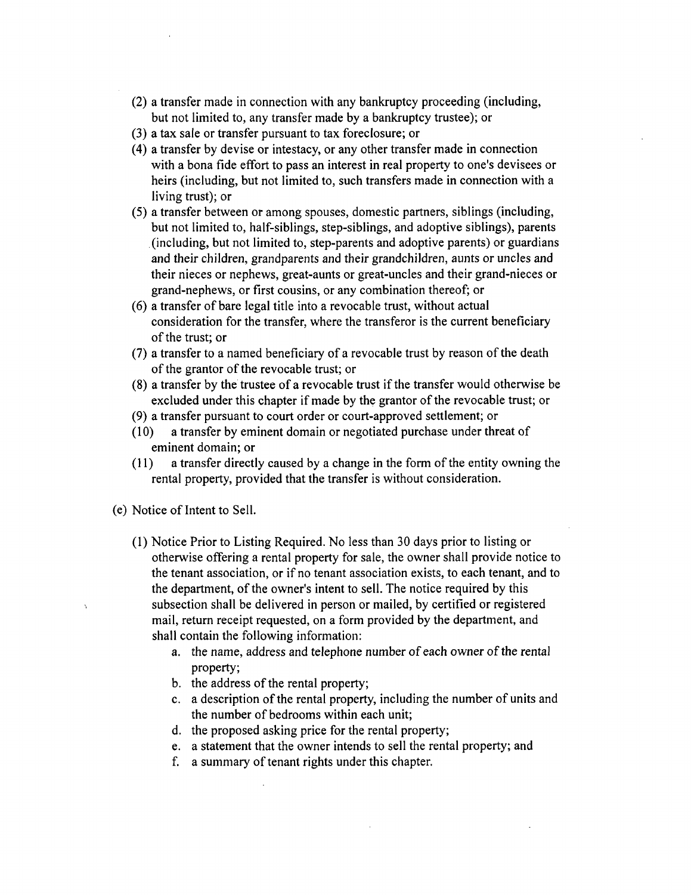(2) a transfer made in connection with any bankruptcy proceeding (including, but not limited to, any transfer made by a bankruptcy trustee); or

(3) a tax sale or transfer pursuant to tax foreclosure; or

(4) a transfer by devise or intestacy, or any other transfer made in connection with a bona fide effort to pass an interest in real property to one's devisees or heirs (including, but not limited to, such transfers made in connection with a living trust); or

(5) a transfer between or among spouses, domestic partners, siblings (including, but not limited to, half-siblings, step-siblings, and adoptive siblings), parents (including, but not limited to, step-parents and adoptive parents) or guardians and their children, grandparents and their grandchildren, aunts or uncles and their nieces or nephews, great-aunts or great-uncles and their grand-nieces or grand-nephews, or first cousins, or any combination thereof; or

(6) a transfer of bare legal title into a revocable trust, without actual consideration for the transfer, where the transferor is the current beneficiary of the trust; or

(7) a transfer to a named beneficiary of a revocable trust by reason of the death of the grantor of the revocable trust; or

(8) a transfer by the trustee of a revocable trust if the transfer would otherwise be excluded under this chapter if made by the grantor of the revocable trust; or

(9) a transfer pursuant to court order or court-approved settlement; or

(10) a transfer by eminent domain or negotiated purchase under threat of eminent domain; or

(11) a transfer directly caused by a change in the form of the entity owning the rental property, provided that the transfer is without consideration.

(e) Notice of Intent to Sell.

(1) Notice Prior to Listing Required. No less than 30 days prior to listing or otherwise offering a rental property for sale, the owner shall provide notice to the tenant association, or if no tenant association exists, to each tenant, and to the department, of the owner's intent to sell. The notice required by this subsection shall be delivered in person or mailed, by certified or registered mail, return receipt requested, on a form provided by the department, and shall contain the following information:

   a. the name, address and telephone number of each owner of the rental property;
   b. the address of the rental property;
   c. a description of the rental property, including the number of units and the number of bedrooms within each unit;
   d. the proposed asking price for the rental property;
   e. a statement that the owner intends to sell the rental property; and
   f. a summary of tenant rights under this chapter.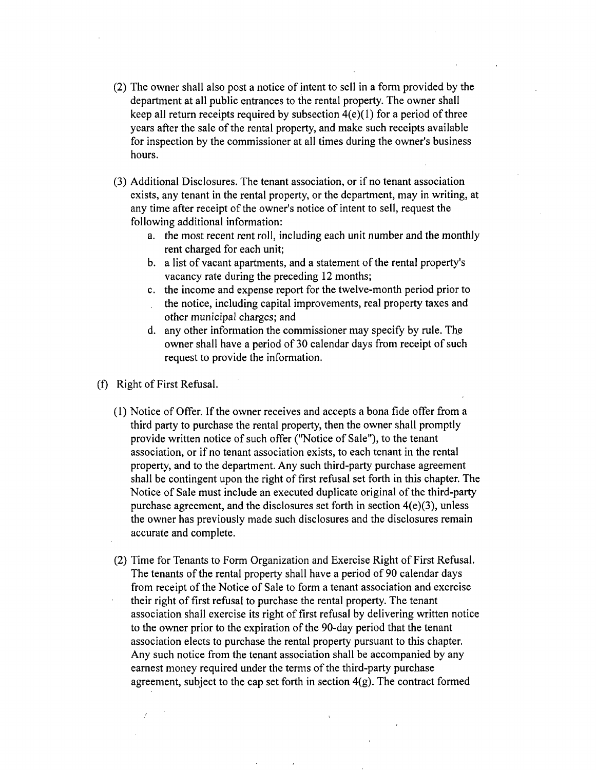(2) The owner shall also post a notice of intent to sell in a form provided by the department at all public entrances to the rental property. The owner shall keep all return receipts required by subsection 4(e)(1) for a period of three years after the sale of the rental property, and make such receipts available for inspection by the commissioner at all times during the owner's business hours.

(3) Additional Disclosures. The tenant association, or if no tenant association exists, any tenant in the rental property, or the department, may in writing, at any time after receipt of the owner's notice of intent to sell, request the following additional information:

   a. the most recent rent roll, including each unit number and the monthly rent charged for each unit;
   b. a list of vacant apartments, and a statement of the rental property's vacancy rate during the preceding 12 months;
   c. the income and expense report for the twelve-month period prior to the notice, including capital improvements, real property taxes and other municipal charges; and
   d. any other information the commissioner may specify by rule. The owner shall have a period of 30 calendar days from receipt of such request to provide the information.

(f) Right of First Refusal.

(1) Notice of Offer. If the owner receives and accepts a bona fide offer from a third party to purchase the rental property, then the owner shall promptly provide written notice of such offer ("Notice of Sale"), to the tenant association, or if no tenant association exists, to each tenant in the rental property, and to the department. Any such third-party purchase agreement shall be contingent upon the right of first refusal set forth in this chapter. The Notice of Sale must include an executed duplicate original of the third-party purchase agreement, and the disclosures set forth in section 4(e)(3), unless the owner has previously made such disclosures and the disclosures remain accurate and complete.

(2) Time for Tenants to Form Organization and Exercise Right of First Refusal. The tenants of the rental property shall have a period of 90 calendar days from receipt of the Notice of Sale to form a tenant association and exercise their right of first refusal to purchase the rental property. The tenant association shall exercise its right of first refusal by delivering written notice to the owner prior to the expiration of the 90-day period that the tenant association elects to purchase the rental property pursuant to this chapter. Any such notice from the tenant association shall be accompanied by any earnest money required under the terms of the third-party purchase agreement, subject to the cap set forth in section 4(g). The contract formed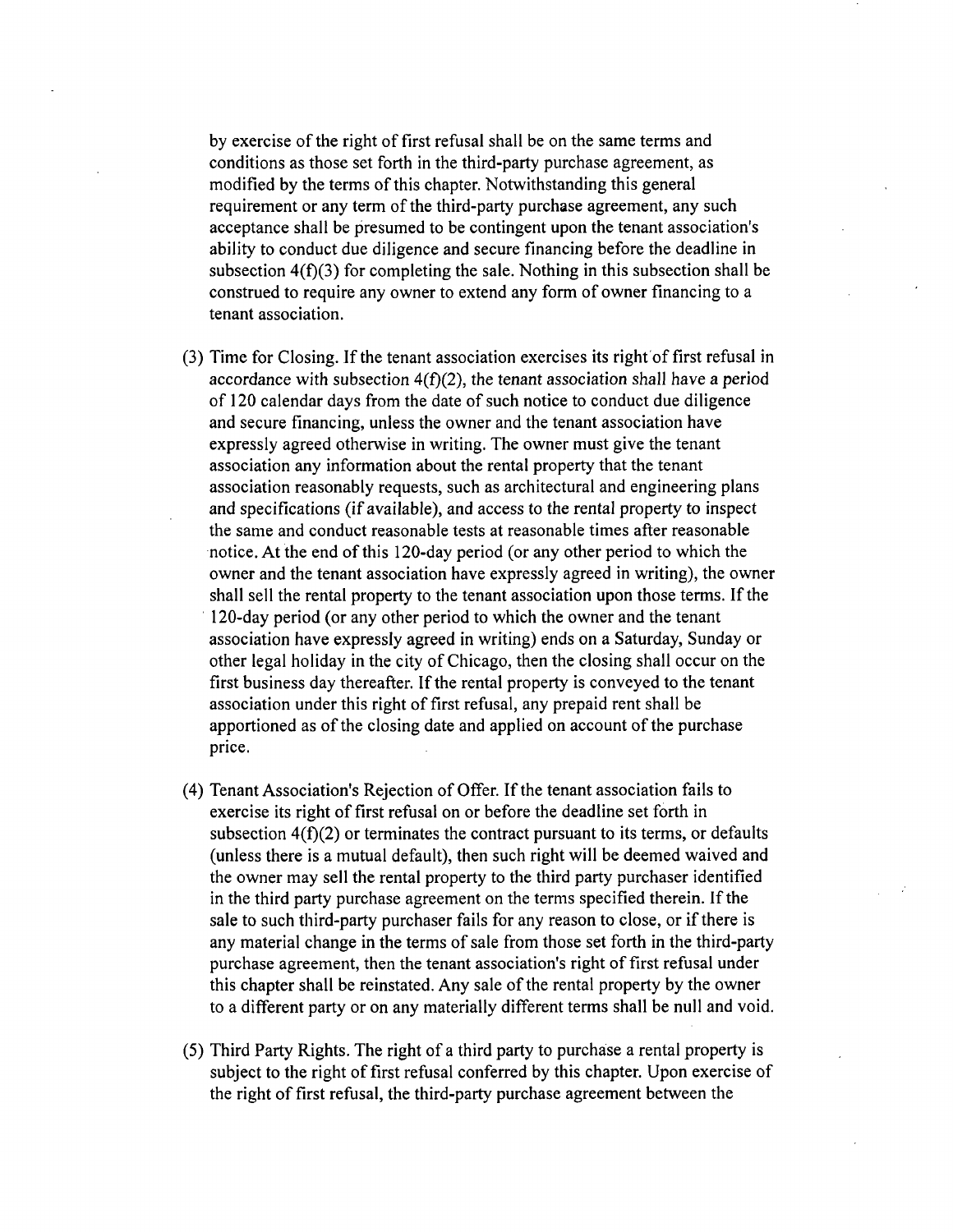by exercise of the right of first refusal shall be on the same terms and conditions as those set forth in the third-party purchase agreement, as modified by the terms of this chapter. Notwithstanding this general requirement or any term of the third-party purchase agreement, any such acceptance shall be presumed to be contingent upon the tenant association's ability to conduct due diligence and secure financing before the deadline in subsection 4(f)(3) for completing the sale. Nothing in this subsection shall be construed to require any owner to extend any form of owner financing to a tenant association.

(3) Time for Closing. If the tenant association exercises its right of first refusal in accordance with subsection 4(f)(2), the tenant association shall have a period of 120 calendar days from the date of such notice to conduct due diligence and secure financing, unless the owner and the tenant association have expressly agreed otherwise in writing. The owner must give the tenant association any information about the rental property that the tenant association reasonably requests, such as architectural and engineering plans and specifications (if available), and access to the rental property to inspect the same and conduct reasonable tests at reasonable times after reasonable notice. At the end of this 120-day period (or any other period to which the owner and the tenant association have expressly agreed in writing), the owner shall sell the rental property to the tenant association upon those terms. If the 120-day period (or any other period to which the owner and the tenant association have expressly agreed in writing) ends on a Saturday, Sunday or other legal holiday in the city of Chicago, then the closing shall occur on the first business day thereafter. If the rental property is conveyed to the tenant association under this right of first refusal, any prepaid rent shall be apportioned as of the closing date and applied on account of the purchase price.

(4) Tenant Association's Rejection of Offer. If the tenant association fails to exercise its right of first refusal on or before the deadline set forth in subsection 4(f)(2) or terminates the contract pursuant to its terms, or defaults (unless there is a mutual default), then such right will be deemed waived and the owner may sell the rental property to the third party purchaser identified in the third party purchase agreement on the terms specified therein. If the sale to such third-party purchaser fails for any reason to close, or if there is any material change in the terms of sale from those set forth in the third-party purchase agreement, then the tenant association's right of first refusal under this chapter shall be reinstated. Any sale of the rental property by the owner to a different party or on any materially different terms shall be null and void.

(5) Third Party Rights. The right of a third party to purchase a rental property is subject to the right of first refusal conferred by this chapter. Upon exercise of the right of first refusal, the third-party purchase agreement between the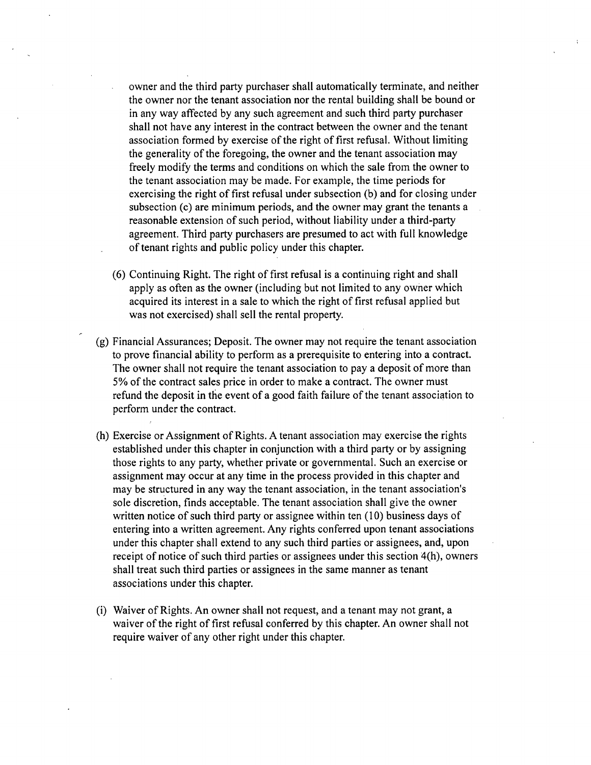owner and the third party purchaser shall automatically terminate, and neither the owner nor the tenant association nor the rental building shall be bound or in any way affected by any such agreement and such third party purchaser shall not have any interest in the contract between the owner and the tenant association formed by exercise of the right of first refusal. Without limiting the generality of the foregoing, the owner and the tenant association may freely modify the terms and conditions on which the sale from the owner to the tenant association may be made. For example, the time periods for exercising the right of first refusal under subsection (b) and for closing under subsection (c) are minimum periods, and the owner may grant the tenants a reasonable extension of such period, without liability under a third-party agreement. Third party purchasers are presumed to act with full knowledge of tenant rights and public policy under this chapter.

(6) Continuing Right. The right of first refusal is a continuing right and shall apply as often as the owner (including but not limited to any owner which acquired its interest in a sale to which the right of first refusal applied but was not exercised) shall sell the rental property.

(g) Financial Assurances; Deposit. The owner may not require the tenant association to prove financial ability to perform as a prerequisite to entering into a contract. The owner shall not require the tenant association to pay a deposit of more than 5% of the contract sales price in order to make a contract. The owner must refund the deposit in the event of a good faith failure of the tenant association to perform under the contract.

(h) Exercise or Assignment of Rights. A tenant association may exercise the rights established under this chapter in conjunction with a third party or by assigning those rights to any party, whether private or governmental. Such an exercise or assignment may occur at any time in the process provided in this chapter and may be structured in any way the tenant association, in the tenant association's sole discretion, finds acceptable. The tenant association shall give the owner written notice of such third party or assignee within ten (10) business days of entering into a written agreement. Any rights conferred upon tenant associations under this chapter shall extend to any such third parties or assignees, and, upon receipt of notice of such third parties or assignees under this section 4(h), owners shall treat such third parties or assignees in the same manner as tenant associations under this chapter.

(i) Waiver of Rights. An owner shall not request, and a tenant may not grant, a waiver of the right of first refusal conferred by this chapter. An owner shall not require waiver of any other right under this chapter.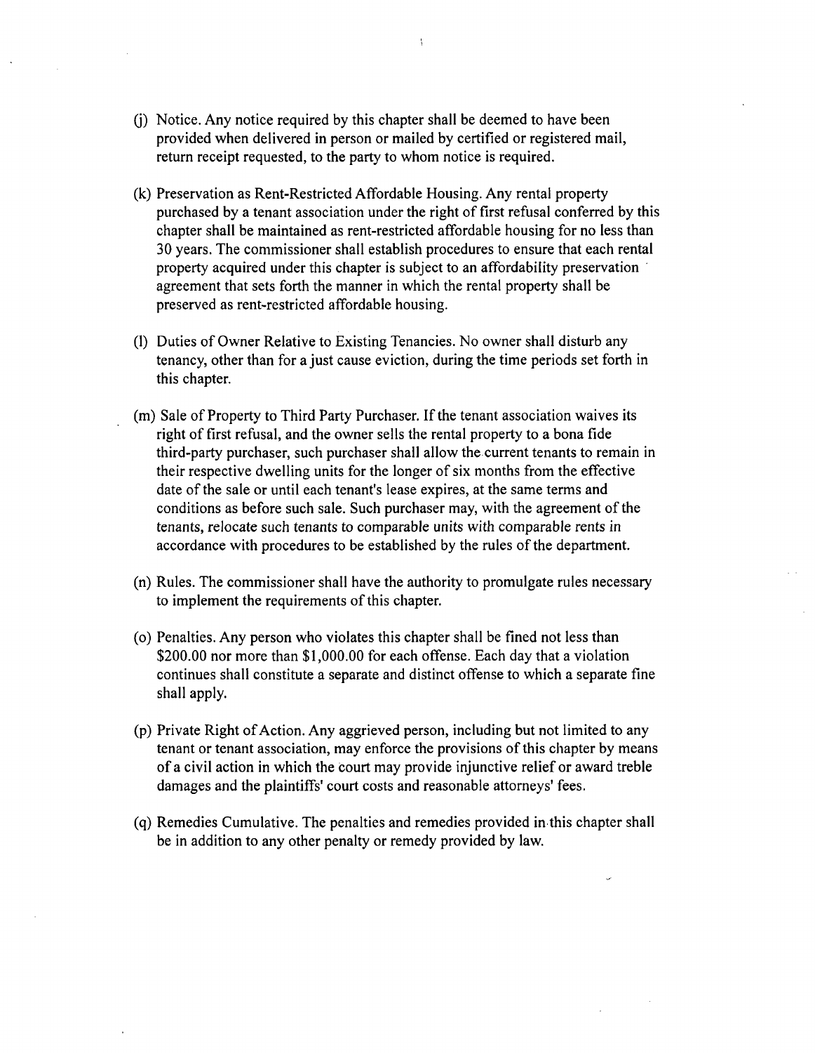(j) Notice. Any notice required by this chapter shall be deemed to have been provided when delivered in person or mailed by certified or registered mail, return receipt requested, to the party to whom notice is required.

(k) Preservation as Rent-Restricted Affordable Housing. Any rental property purchased by a tenant association under the right of first refusal conferred by this chapter shall be maintained as rent-restricted affordable housing for no less than 30 years. The commissioner shall establish procedures to ensure that each rental property acquired under this chapter is subject to an affordability preservation agreement that sets forth the manner in which the rental property shall be preserved as rent-restricted affordable housing.

(l) Duties of Owner Relative to Existing Tenancies. No owner shall disturb any tenancy, other than for a just cause eviction, during the time periods set forth in this chapter.

(m) Sale of Property to Third Party Purchaser. If the tenant association waives its right of first refusal, and the owner sells the rental property to a bona fide third-party purchaser, such purchaser shall allow the current tenants to remain in their respective dwelling units for the longer of six months from the effective date of the sale or until each tenant's lease expires, at the same terms and conditions as before such sale. Such purchaser may, with the agreement of the tenants, relocate such tenants to comparable units with comparable rents in accordance with procedures to be established by the rules of the department.

(n) Rules. The commissioner shall have the authority to promulgate rules necessary to implement the requirements of this chapter.

(o) Penalties. Any person who violates this chapter shall be fined not less than $200.00 nor more than $1,000.00 for each offense. Each day that a violation continues shall constitute a separate and distinct offense to which a separate fine shall apply.

(p) Private Right of Action. Any aggrieved person, including but not limited to any tenant or tenant association, may enforce the provisions of this chapter by means of a civil action in which the court may provide injunctive relief or award treble damages and the plaintiffs' court costs and reasonable attorneys' fees.

(q) Remedies Cumulative. The penalties and remedies provided in this chapter shall be in addition to any other penalty or remedy provided by law.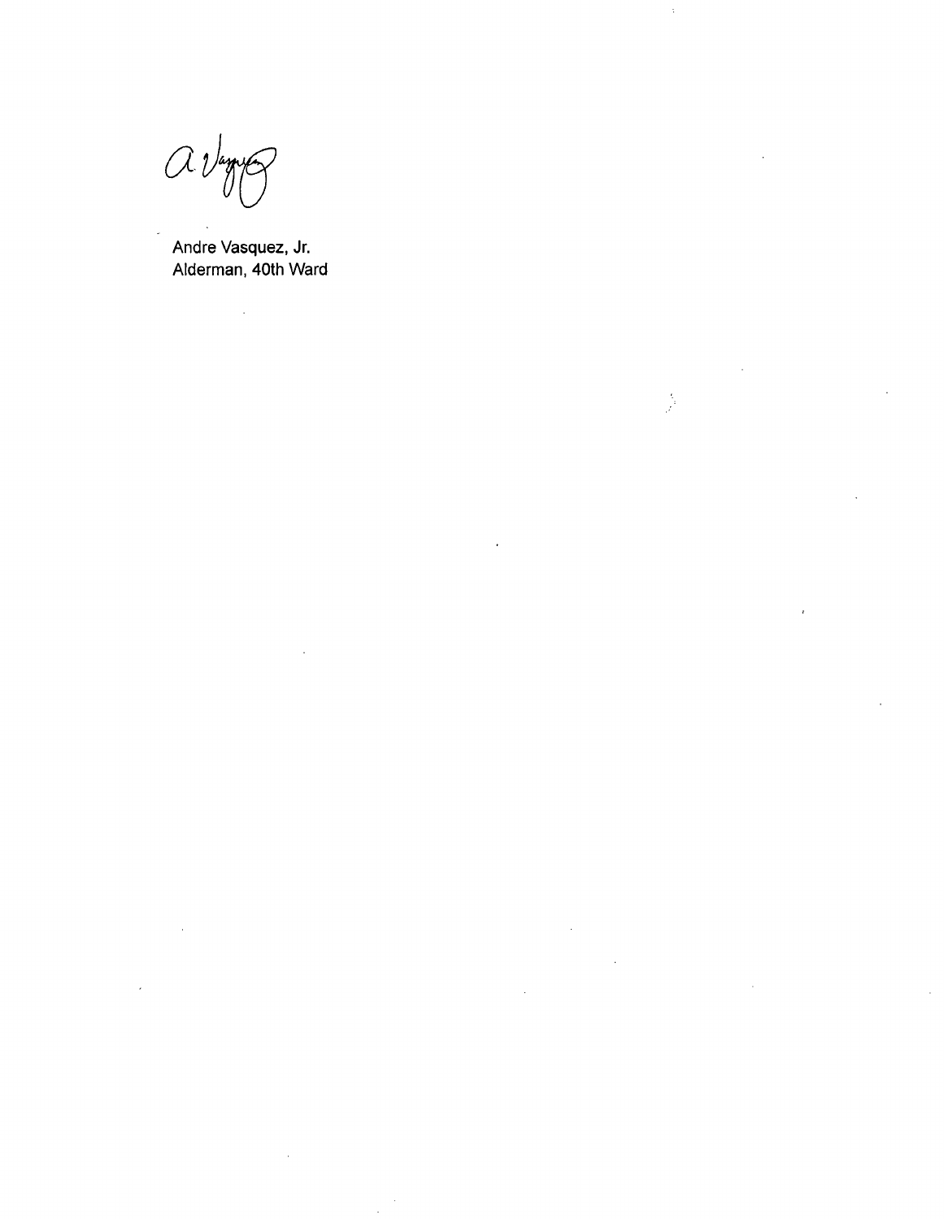Andre Vasquez, Jr.
Alderman, 40th Ward